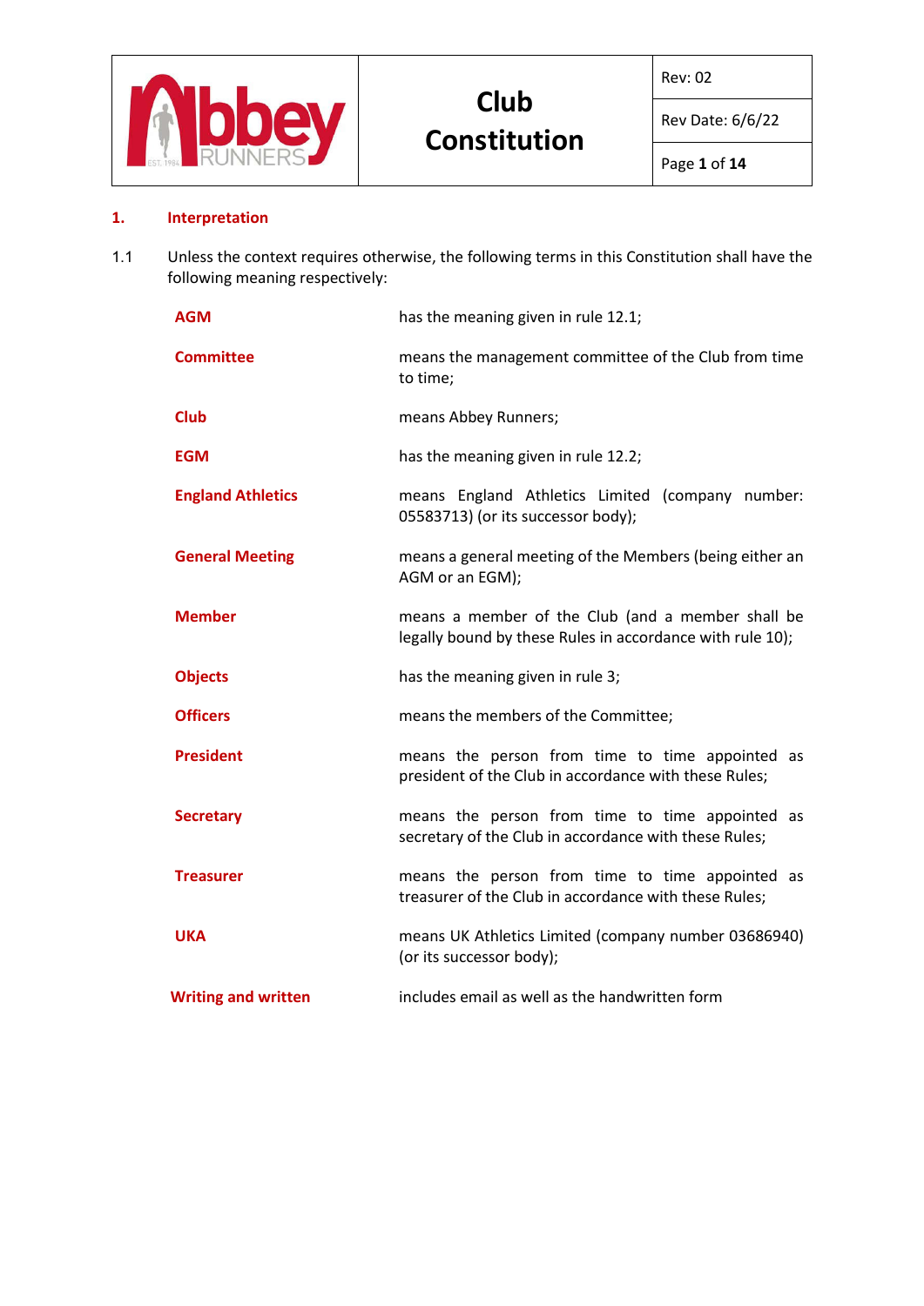## 1. Interpretation

1.1 Unless the context requires otherwise, the following terms in this Constitution shall have the following meaning respectively:

| | |
|---|---|
| **AGM** | has the meaning given in rule 12.1; |
| **Committee** | means the management committee of the Club from time to time; |
| **Club** | means Abbey Runners; |
| **EGM** | has the meaning given in rule 12.2; |
| **England Athletics** | means England Athletics Limited (company number: 05583713) (or its successor body); |
| **General Meeting** | means a general meeting of the Members (being either an AGM or an EGM); |
| **Member** | means a member of the Club (and a member shall be legally bound by these Rules in accordance with rule 10); |
| **Objects** | has the meaning given in rule 3; |
| **Officers** | means the members of the Committee; |
| **President** | means the person from time to time appointed as president of the Club in accordance with these Rules; |
| **Secretary** | means the person from time to time appointed as secretary of the Club in accordance with these Rules; |
| **Treasurer** | means the person from time to time appointed as treasurer of the Club in accordance with these Rules; |
| **UKA** | means UK Athletics Limited (company number 03686940) (or its successor body); |
| **Writing and written** | includes email as well as the handwritten form |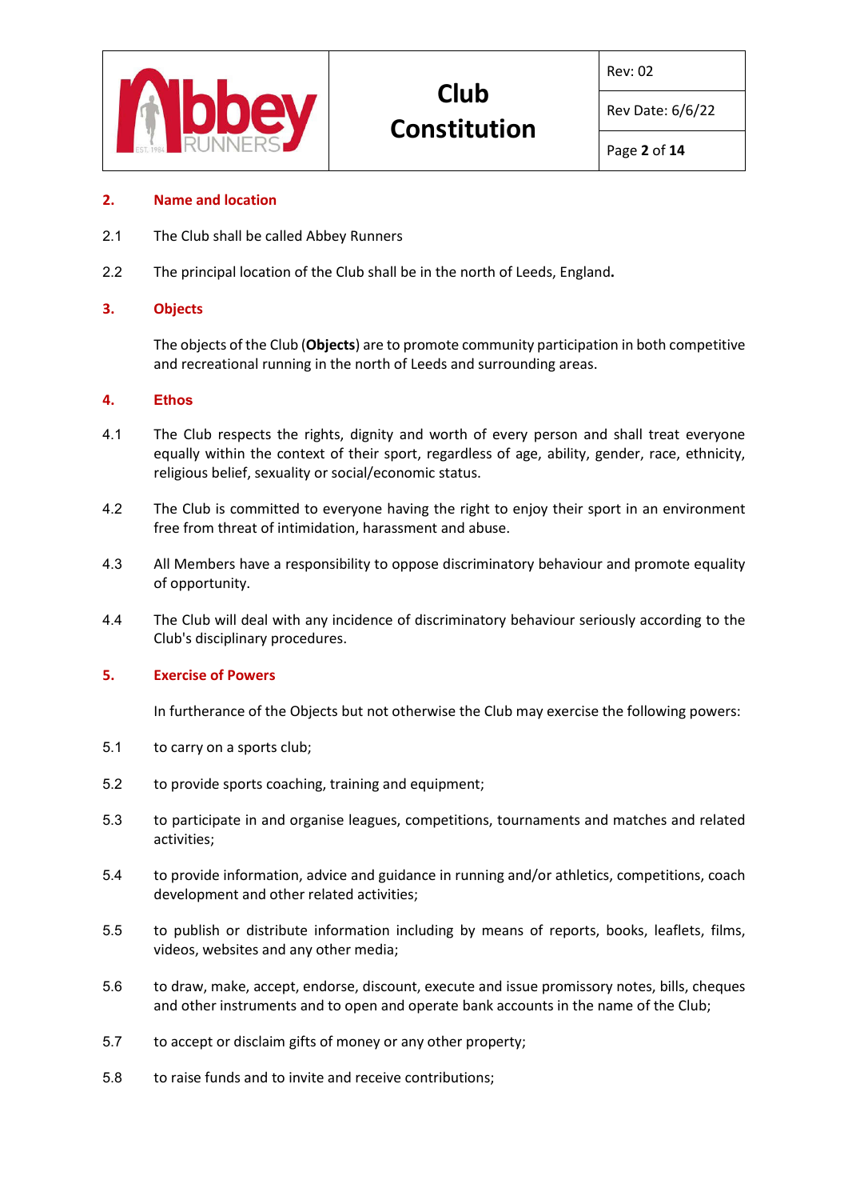## 2. Name and location

2.1 The Club shall be called Abbey Runners

2.2 The principal location of the Club shall be in the north of Leeds, England**.**

## 3. Objects

The objects of the Club (**Objects**) are to promote community participation in both competitive and recreational running in the north of Leeds and surrounding areas.

## 4. Ethos

4.1 The Club respects the rights, dignity and worth of every person and shall treat everyone equally within the context of their sport, regardless of age, ability, gender, race, ethnicity, religious belief, sexuality or social/economic status.

4.2 The Club is committed to everyone having the right to enjoy their sport in an environment free from threat of intimidation, harassment and abuse.

4.3 All Members have a responsibility to oppose discriminatory behaviour and promote equality of opportunity.

4.4 The Club will deal with any incidence of discriminatory behaviour seriously according to the Club's disciplinary procedures.

## 5. Exercise of Powers

In furtherance of the Objects but not otherwise the Club may exercise the following powers:

5.1 to carry on a sports club;

5.2 to provide sports coaching, training and equipment;

5.3 to participate in and organise leagues, competitions, tournaments and matches and related activities;

5.4 to provide information, advice and guidance in running and/or athletics, competitions, coach development and other related activities;

5.5 to publish or distribute information including by means of reports, books, leaflets, films, videos, websites and any other media;

5.6 to draw, make, accept, endorse, discount, execute and issue promissory notes, bills, cheques and other instruments and to open and operate bank accounts in the name of the Club;

5.7 to accept or disclaim gifts of money or any other property;

5.8 to raise funds and to invite and receive contributions;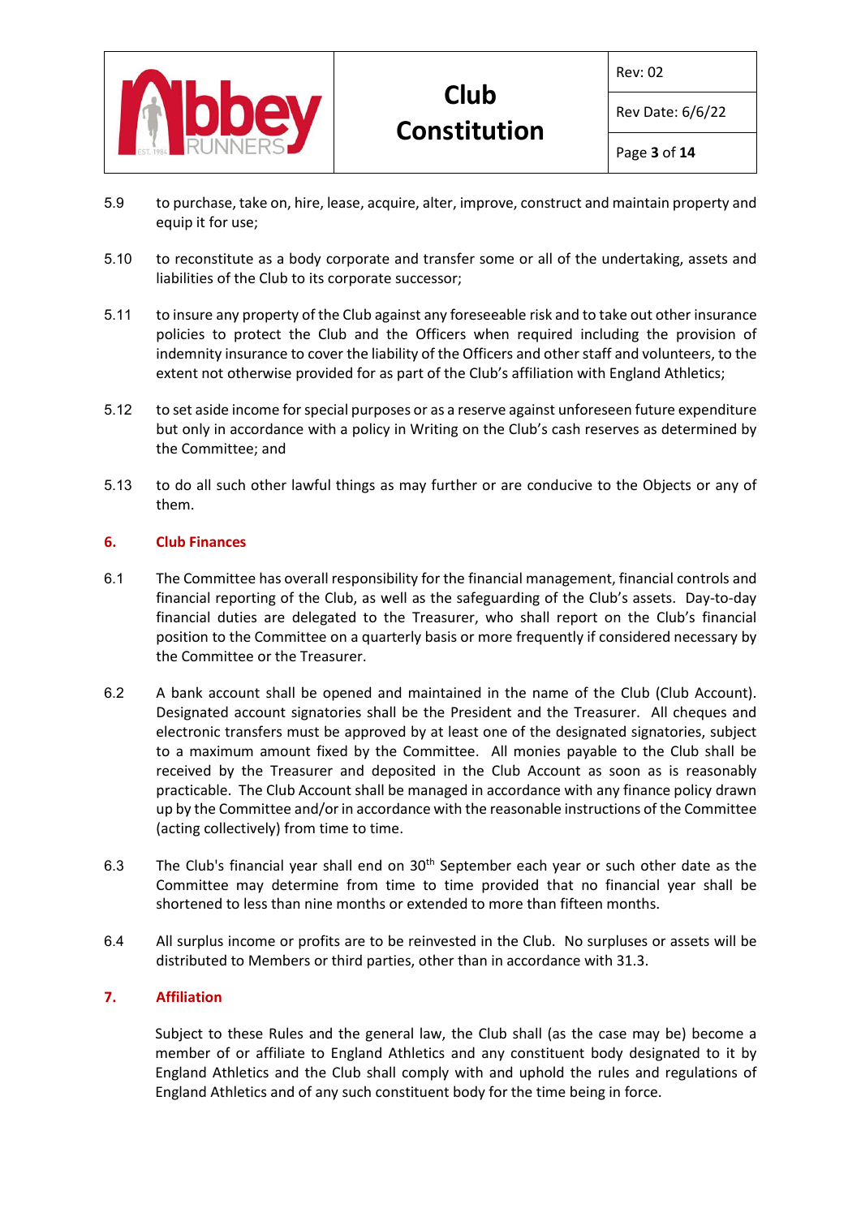5.9 to purchase, take on, hire, lease, acquire, alter, improve, construct and maintain property and equip it for use;

5.10 to reconstitute as a body corporate and transfer some or all of the undertaking, assets and liabilities of the Club to its corporate successor;

5.11 to insure any property of the Club against any foreseeable risk and to take out other insurance policies to protect the Club and the Officers when required including the provision of indemnity insurance to cover the liability of the Officers and other staff and volunteers, to the extent not otherwise provided for as part of the Club's affiliation with England Athletics;

5.12 to set aside income for special purposes or as a reserve against unforeseen future expenditure but only in accordance with a policy in Writing on the Club's cash reserves as determined by the Committee; and

5.13 to do all such other lawful things as may further or are conducive to the Objects or any of them.

## 6. Club Finances

6.1 The Committee has overall responsibility for the financial management, financial controls and financial reporting of the Club, as well as the safeguarding of the Club's assets. Day-to-day financial duties are delegated to the Treasurer, who shall report on the Club's financial position to the Committee on a quarterly basis or more frequently if considered necessary by the Committee or the Treasurer.

6.2 A bank account shall be opened and maintained in the name of the Club (Club Account). Designated account signatories shall be the President and the Treasurer. All cheques and electronic transfers must be approved by at least one of the designated signatories, subject to a maximum amount fixed by the Committee. All monies payable to the Club shall be received by the Treasurer and deposited in the Club Account as soon as is reasonably practicable. The Club Account shall be managed in accordance with any finance policy drawn up by the Committee and/or in accordance with the reasonable instructions of the Committee (acting collectively) from time to time.

6.3 The Club's financial year shall end on 30th September each year or such other date as the Committee may determine from time to time provided that no financial year shall be shortened to less than nine months or extended to more than fifteen months.

6.4 All surplus income or profits are to be reinvested in the Club. No surpluses or assets will be distributed to Members or third parties, other than in accordance with 31.3.

## 7. Affiliation

Subject to these Rules and the general law, the Club shall (as the case may be) become a member of or affiliate to England Athletics and any constituent body designated to it by England Athletics and the Club shall comply with and uphold the rules and regulations of England Athletics and of any such constituent body for the time being in force.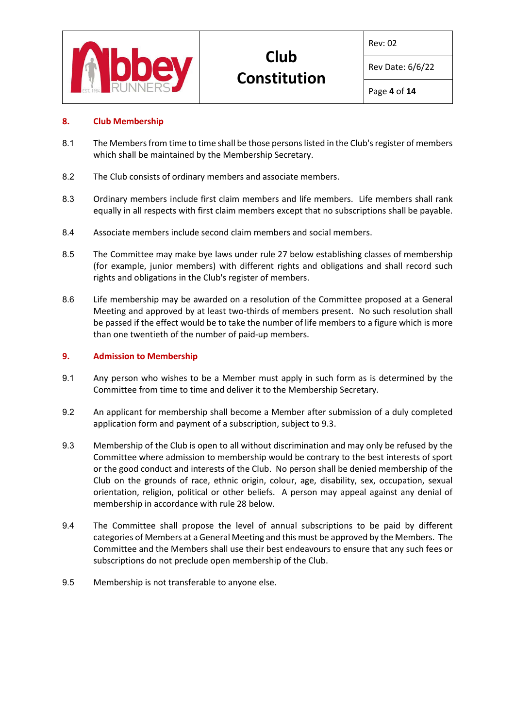## 8. Club Membership

8.1 The Members from time to time shall be those persons listed in the Club's register of members which shall be maintained by the Membership Secretary.

8.2 The Club consists of ordinary members and associate members.

8.3 Ordinary members include first claim members and life members. Life members shall rank equally in all respects with first claim members except that no subscriptions shall be payable.

8.4 Associate members include second claim members and social members.

8.5 The Committee may make bye laws under rule 27 below establishing classes of membership (for example, junior members) with different rights and obligations and shall record such rights and obligations in the Club's register of members.

8.6 Life membership may be awarded on a resolution of the Committee proposed at a General Meeting and approved by at least two-thirds of members present. No such resolution shall be passed if the effect would be to take the number of life members to a figure which is more than one twentieth of the number of paid-up members.

## 9. Admission to Membership

9.1 Any person who wishes to be a Member must apply in such form as is determined by the Committee from time to time and deliver it to the Membership Secretary.

9.2 An applicant for membership shall become a Member after submission of a duly completed application form and payment of a subscription, subject to 9.3.

9.3 Membership of the Club is open to all without discrimination and may only be refused by the Committee where admission to membership would be contrary to the best interests of sport or the good conduct and interests of the Club. No person shall be denied membership of the Club on the grounds of race, ethnic origin, colour, age, disability, sex, occupation, sexual orientation, religion, political or other beliefs. A person may appeal against any denial of membership in accordance with rule 28 below.

9.4 The Committee shall propose the level of annual subscriptions to be paid by different categories of Members at a General Meeting and this must be approved by the Members. The Committee and the Members shall use their best endeavours to ensure that any such fees or subscriptions do not preclude open membership of the Club.

9.5 Membership is not transferable to anyone else.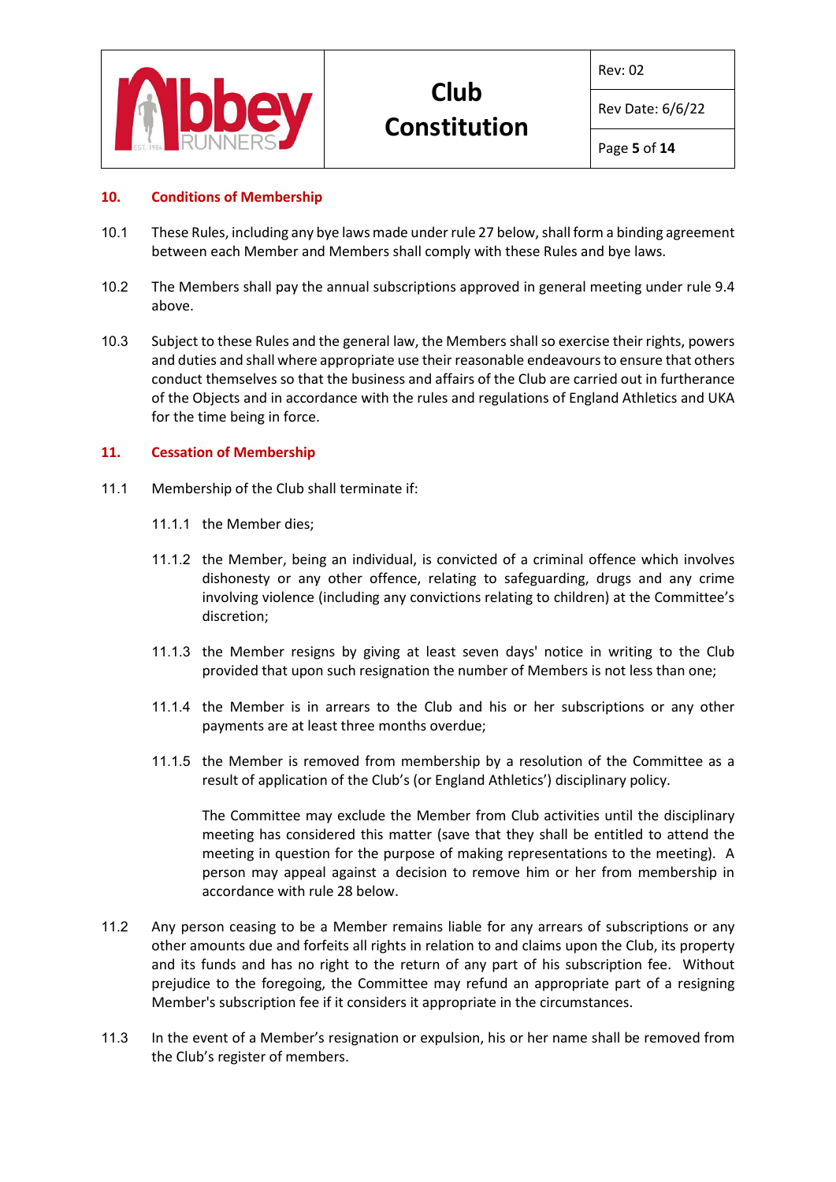## 10. Conditions of Membership

10.1 These Rules, including any bye laws made under rule 27 below, shall form a binding agreement between each Member and Members shall comply with these Rules and bye laws.

10.2 The Members shall pay the annual subscriptions approved in general meeting under rule 9.4 above.

10.3 Subject to these Rules and the general law, the Members shall so exercise their rights, powers and duties and shall where appropriate use their reasonable endeavours to ensure that others conduct themselves so that the business and affairs of the Club are carried out in furtherance of the Objects and in accordance with the rules and regulations of England Athletics and UKA for the time being in force.

## 11. Cessation of Membership

11.1 Membership of the Club shall terminate if:

11.1.1 the Member dies;

11.1.2 the Member, being an individual, is convicted of a criminal offence which involves dishonesty or any other offence, relating to safeguarding, drugs and any crime involving violence (including any convictions relating to children) at the Committee's discretion;

11.1.3 the Member resigns by giving at least seven days' notice in writing to the Club provided that upon such resignation the number of Members is not less than one;

11.1.4 the Member is in arrears to the Club and his or her subscriptions or any other payments are at least three months overdue;

11.1.5 the Member is removed from membership by a resolution of the Committee as a result of application of the Club's (or England Athletics') disciplinary policy.

The Committee may exclude the Member from Club activities until the disciplinary meeting has considered this matter (save that they shall be entitled to attend the meeting in question for the purpose of making representations to the meeting). A person may appeal against a decision to remove him or her from membership in accordance with rule 28 below.

11.2 Any person ceasing to be a Member remains liable for any arrears of subscriptions or any other amounts due and forfeits all rights in relation to and claims upon the Club, its property and its funds and has no right to the return of any part of his subscription fee. Without prejudice to the foregoing, the Committee may refund an appropriate part of a resigning Member's subscription fee if it considers it appropriate in the circumstances.

11.3 In the event of a Member's resignation or expulsion, his or her name shall be removed from the Club's register of members.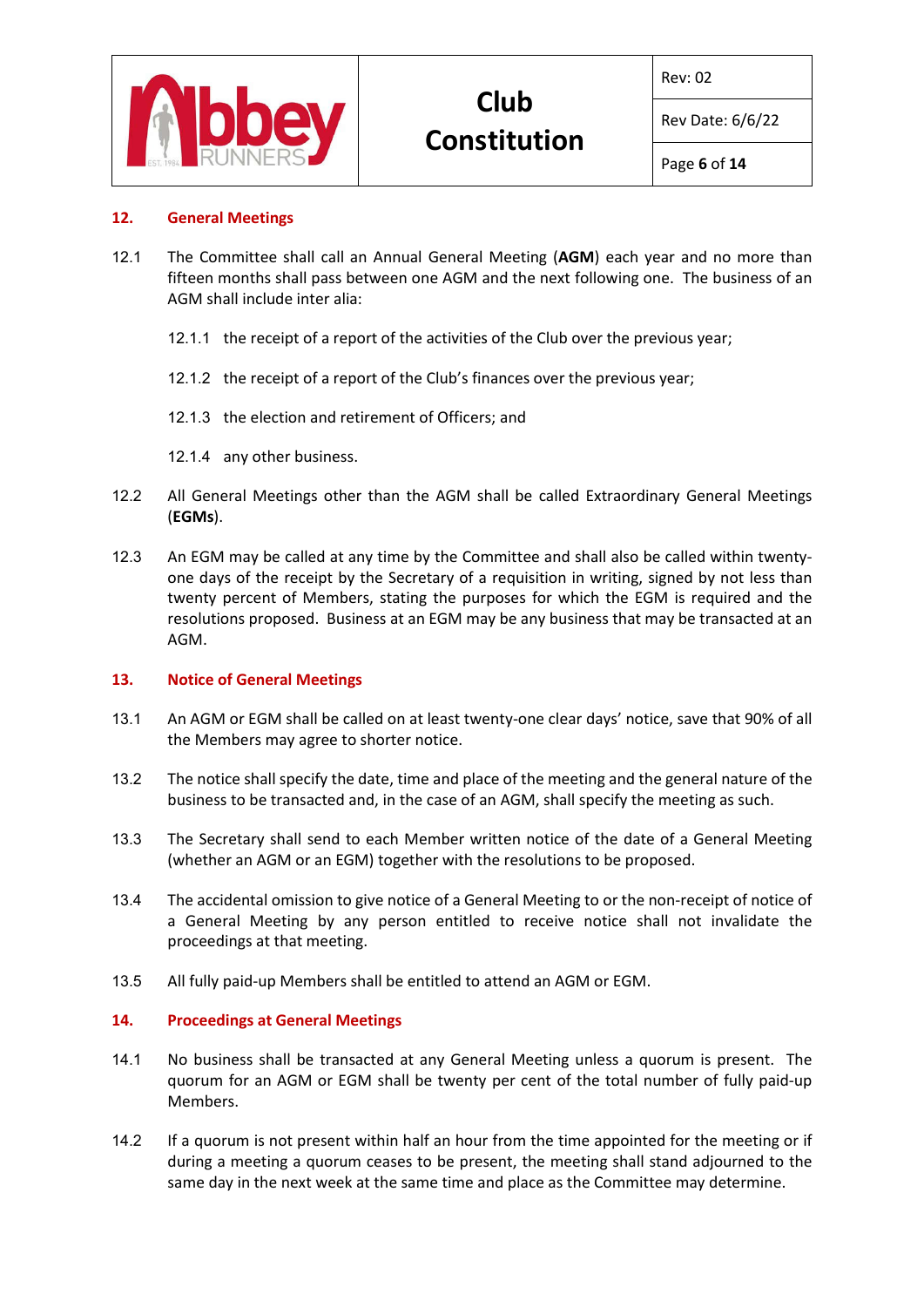## 12. General Meetings

12.1 The Committee shall call an Annual General Meeting (**AGM**) each year and no more than fifteen months shall pass between one AGM and the next following one. The business of an AGM shall include inter alia:

12.1.1 the receipt of a report of the activities of the Club over the previous year;

12.1.2 the receipt of a report of the Club's finances over the previous year;

12.1.3 the election and retirement of Officers; and

12.1.4 any other business.

12.2 All General Meetings other than the AGM shall be called Extraordinary General Meetings (**EGMs**).

12.3 An EGM may be called at any time by the Committee and shall also be called within twenty-one days of the receipt by the Secretary of a requisition in writing, signed by not less than twenty percent of Members, stating the purposes for which the EGM is required and the resolutions proposed. Business at an EGM may be any business that may be transacted at an AGM.

## 13. Notice of General Meetings

13.1 An AGM or EGM shall be called on at least twenty-one clear days' notice, save that 90% of all the Members may agree to shorter notice.

13.2 The notice shall specify the date, time and place of the meeting and the general nature of the business to be transacted and, in the case of an AGM, shall specify the meeting as such.

13.3 The Secretary shall send to each Member written notice of the date of a General Meeting (whether an AGM or an EGM) together with the resolutions to be proposed.

13.4 The accidental omission to give notice of a General Meeting to or the non-receipt of notice of a General Meeting by any person entitled to receive notice shall not invalidate the proceedings at that meeting.

13.5 All fully paid-up Members shall be entitled to attend an AGM or EGM.

## 14. Proceedings at General Meetings

14.1 No business shall be transacted at any General Meeting unless a quorum is present. The quorum for an AGM or EGM shall be twenty per cent of the total number of fully paid-up Members.

14.2 If a quorum is not present within half an hour from the time appointed for the meeting or if during a meeting a quorum ceases to be present, the meeting shall stand adjourned to the same day in the next week at the same time and place as the Committee may determine.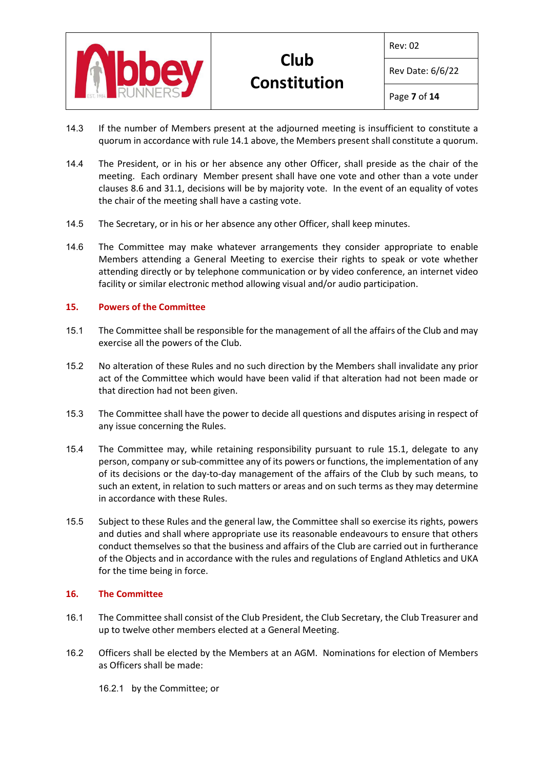14.3 If the number of Members present at the adjourned meeting is insufficient to constitute a quorum in accordance with rule 14.1 above, the Members present shall constitute a quorum.

14.4 The President, or in his or her absence any other Officer, shall preside as the chair of the meeting. Each ordinary Member present shall have one vote and other than a vote under clauses 8.6 and 31.1, decisions will be by majority vote. In the event of an equality of votes the chair of the meeting shall have a casting vote.

14.5 The Secretary, or in his or her absence any other Officer, shall keep minutes.

14.6 The Committee may make whatever arrangements they consider appropriate to enable Members attending a General Meeting to exercise their rights to speak or vote whether attending directly or by telephone communication or by video conference, an internet video facility or similar electronic method allowing visual and/or audio participation.

## 15. Powers of the Committee

15.1 The Committee shall be responsible for the management of all the affairs of the Club and may exercise all the powers of the Club.

15.2 No alteration of these Rules and no such direction by the Members shall invalidate any prior act of the Committee which would have been valid if that alteration had not been made or that direction had not been given.

15.3 The Committee shall have the power to decide all questions and disputes arising in respect of any issue concerning the Rules.

15.4 The Committee may, while retaining responsibility pursuant to rule 15.1, delegate to any person, company or sub-committee any of its powers or functions, the implementation of any of its decisions or the day-to-day management of the affairs of the Club by such means, to such an extent, in relation to such matters or areas and on such terms as they may determine in accordance with these Rules.

15.5 Subject to these Rules and the general law, the Committee shall so exercise its rights, powers and duties and shall where appropriate use its reasonable endeavours to ensure that others conduct themselves so that the business and affairs of the Club are carried out in furtherance of the Objects and in accordance with the rules and regulations of England Athletics and UKA for the time being in force.

## 16. The Committee

16.1 The Committee shall consist of the Club President, the Club Secretary, the Club Treasurer and up to twelve other members elected at a General Meeting.

16.2 Officers shall be elected by the Members at an AGM. Nominations for election of Members as Officers shall be made:

16.2.1 by the Committee; or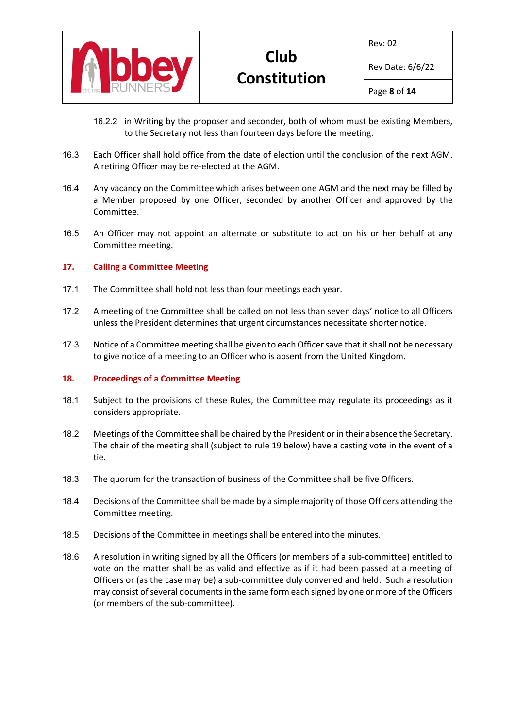16.2.2 in Writing by the proposer and seconder, both of whom must be existing Members, to the Secretary not less than fourteen days before the meeting.

16.3 Each Officer shall hold office from the date of election until the conclusion of the next AGM. A retiring Officer may be re-elected at the AGM.

16.4 Any vacancy on the Committee which arises between one AGM and the next may be filled by a Member proposed by one Officer, seconded by another Officer and approved by the Committee.

16.5 An Officer may not appoint an alternate or substitute to act on his or her behalf at any Committee meeting.

## 17. Calling a Committee Meeting

17.1 The Committee shall hold not less than four meetings each year.

17.2 A meeting of the Committee shall be called on not less than seven days' notice to all Officers unless the President determines that urgent circumstances necessitate shorter notice.

17.3 Notice of a Committee meeting shall be given to each Officer save that it shall not be necessary to give notice of a meeting to an Officer who is absent from the United Kingdom.

## 18. Proceedings of a Committee Meeting

18.1 Subject to the provisions of these Rules, the Committee may regulate its proceedings as it considers appropriate.

18.2 Meetings of the Committee shall be chaired by the President or in their absence the Secretary. The chair of the meeting shall (subject to rule 19 below) have a casting vote in the event of a tie.

18.3 The quorum for the transaction of business of the Committee shall be five Officers.

18.4 Decisions of the Committee shall be made by a simple majority of those Officers attending the Committee meeting.

18.5 Decisions of the Committee in meetings shall be entered into the minutes.

18.6 A resolution in writing signed by all the Officers (or members of a sub-committee) entitled to vote on the matter shall be as valid and effective as if it had been passed at a meeting of Officers or (as the case may be) a sub-committee duly convened and held. Such a resolution may consist of several documents in the same form each signed by one or more of the Officers (or members of the sub-committee).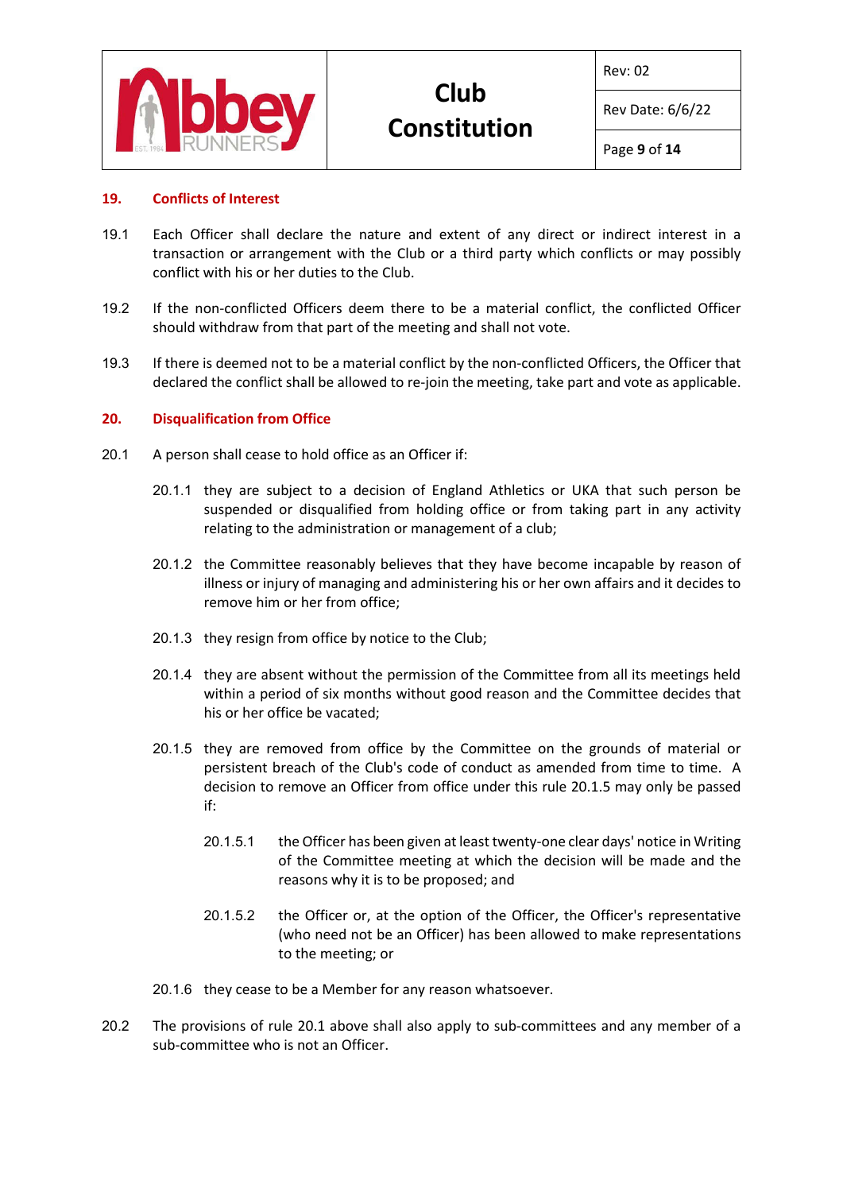## 19. Conflicts of Interest

19.1 Each Officer shall declare the nature and extent of any direct or indirect interest in a transaction or arrangement with the Club or a third party which conflicts or may possibly conflict with his or her duties to the Club.

19.2 If the non-conflicted Officers deem there to be a material conflict, the conflicted Officer should withdraw from that part of the meeting and shall not vote.

19.3 If there is deemed not to be a material conflict by the non-conflicted Officers, the Officer that declared the conflict shall be allowed to re-join the meeting, take part and vote as applicable.

## 20. Disqualification from Office

20.1 A person shall cease to hold office as an Officer if:

20.1.1 they are subject to a decision of England Athletics or UKA that such person be suspended or disqualified from holding office or from taking part in any activity relating to the administration or management of a club;

20.1.2 the Committee reasonably believes that they have become incapable by reason of illness or injury of managing and administering his or her own affairs and it decides to remove him or her from office;

20.1.3 they resign from office by notice to the Club;

20.1.4 they are absent without the permission of the Committee from all its meetings held within a period of six months without good reason and the Committee decides that his or her office be vacated;

20.1.5 they are removed from office by the Committee on the grounds of material or persistent breach of the Club's code of conduct as amended from time to time. A decision to remove an Officer from office under this rule 20.1.5 may only be passed if:

20.1.5.1 the Officer has been given at least twenty-one clear days' notice in Writing of the Committee meeting at which the decision will be made and the reasons why it is to be proposed; and

20.1.5.2 the Officer or, at the option of the Officer, the Officer's representative (who need not be an Officer) has been allowed to make representations to the meeting; or

20.1.6 they cease to be a Member for any reason whatsoever.

20.2 The provisions of rule 20.1 above shall also apply to sub-committees and any member of a sub-committee who is not an Officer.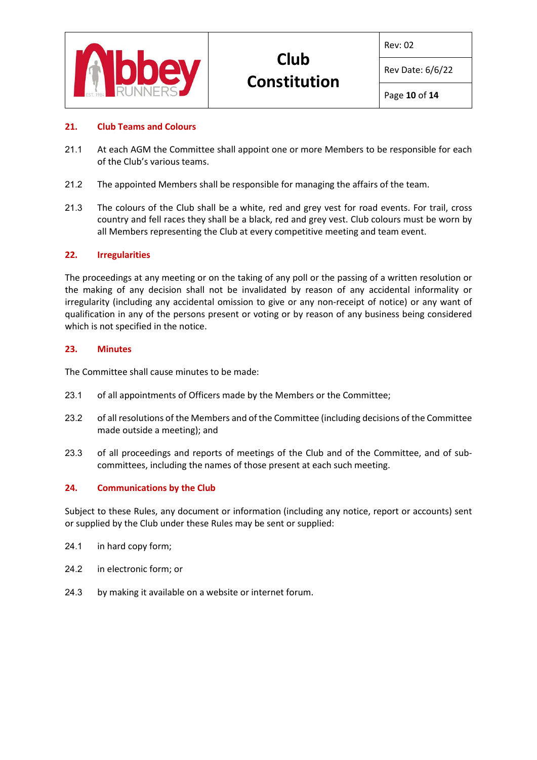## 21. Club Teams and Colours

21.1 At each AGM the Committee shall appoint one or more Members to be responsible for each of the Club's various teams.

21.2 The appointed Members shall be responsible for managing the affairs of the team.

21.3 The colours of the Club shall be a white, red and grey vest for road events. For trail, cross country and fell races they shall be a black, red and grey vest. Club colours must be worn by all Members representing the Club at every competitive meeting and team event.

## 22. Irregularities

The proceedings at any meeting or on the taking of any poll or the passing of a written resolution or the making of any decision shall not be invalidated by reason of any accidental informality or irregularity (including any accidental omission to give or any non-receipt of notice) or any want of qualification in any of the persons present or voting or by reason of any business being considered which is not specified in the notice.

## 23. Minutes

The Committee shall cause minutes to be made:

23.1 of all appointments of Officers made by the Members or the Committee;

23.2 of all resolutions of the Members and of the Committee (including decisions of the Committee made outside a meeting); and

23.3 of all proceedings and reports of meetings of the Club and of the Committee, and of sub-committees, including the names of those present at each such meeting.

## 24. Communications by the Club

Subject to these Rules, any document or information (including any notice, report or accounts) sent or supplied by the Club under these Rules may be sent or supplied:

24.1 in hard copy form;

24.2 in electronic form; or

24.3 by making it available on a website or internet forum.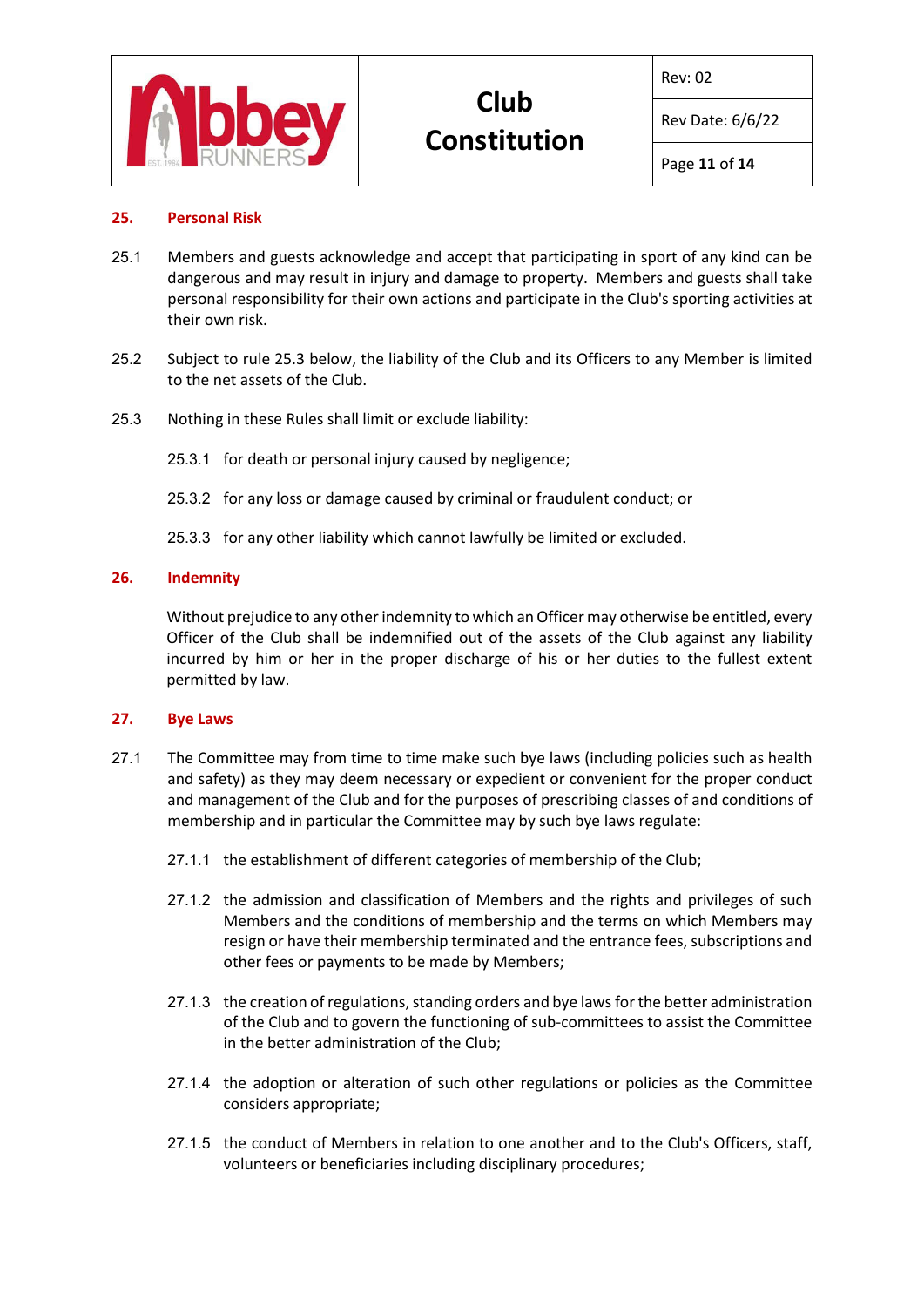## 25. Personal Risk

25.1 Members and guests acknowledge and accept that participating in sport of any kind can be dangerous and may result in injury and damage to property. Members and guests shall take personal responsibility for their own actions and participate in the Club's sporting activities at their own risk.

25.2 Subject to rule 25.3 below, the liability of the Club and its Officers to any Member is limited to the net assets of the Club.

25.3 Nothing in these Rules shall limit or exclude liability:

25.3.1 for death or personal injury caused by negligence;

25.3.2 for any loss or damage caused by criminal or fraudulent conduct; or

25.3.3 for any other liability which cannot lawfully be limited or excluded.

## 26. Indemnity

Without prejudice to any other indemnity to which an Officer may otherwise be entitled, every Officer of the Club shall be indemnified out of the assets of the Club against any liability incurred by him or her in the proper discharge of his or her duties to the fullest extent permitted by law.

## 27. Bye Laws

27.1 The Committee may from time to time make such bye laws (including policies such as health and safety) as they may deem necessary or expedient or convenient for the proper conduct and management of the Club and for the purposes of prescribing classes of and conditions of membership and in particular the Committee may by such bye laws regulate:

27.1.1 the establishment of different categories of membership of the Club;

27.1.2 the admission and classification of Members and the rights and privileges of such Members and the conditions of membership and the terms on which Members may resign or have their membership terminated and the entrance fees, subscriptions and other fees or payments to be made by Members;

27.1.3 the creation of regulations, standing orders and bye laws for the better administration of the Club and to govern the functioning of sub-committees to assist the Committee in the better administration of the Club;

27.1.4 the adoption or alteration of such other regulations or policies as the Committee considers appropriate;

27.1.5 the conduct of Members in relation to one another and to the Club's Officers, staff, volunteers or beneficiaries including disciplinary procedures;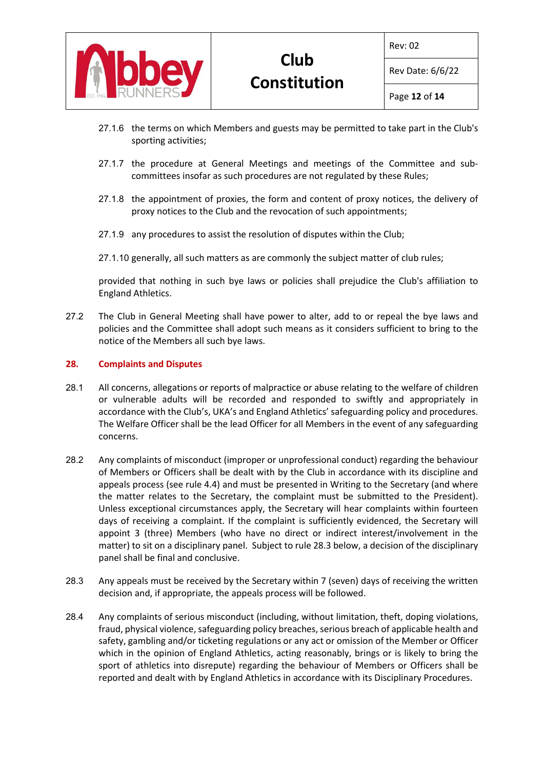27.1.6 the terms on which Members and guests may be permitted to take part in the Club's sporting activities;

27.1.7 the procedure at General Meetings and meetings of the Committee and sub-committees insofar as such procedures are not regulated by these Rules;

27.1.8 the appointment of proxies, the form and content of proxy notices, the delivery of proxy notices to the Club and the revocation of such appointments;

27.1.9 any procedures to assist the resolution of disputes within the Club;

27.1.10 generally, all such matters as are commonly the subject matter of club rules;

provided that nothing in such bye laws or policies shall prejudice the Club's affiliation to England Athletics.

27.2 The Club in General Meeting shall have power to alter, add to or repeal the bye laws and policies and the Committee shall adopt such means as it considers sufficient to bring to the notice of the Members all such bye laws.

## 28. Complaints and Disputes

28.1 All concerns, allegations or reports of malpractice or abuse relating to the welfare of children or vulnerable adults will be recorded and responded to swiftly and appropriately in accordance with the Club's, UKA's and England Athletics' safeguarding policy and procedures. The Welfare Officer shall be the lead Officer for all Members in the event of any safeguarding concerns.

28.2 Any complaints of misconduct (improper or unprofessional conduct) regarding the behaviour of Members or Officers shall be dealt with by the Club in accordance with its discipline and appeals process (see rule 4.4) and must be presented in Writing to the Secretary (and where the matter relates to the Secretary, the complaint must be submitted to the President). Unless exceptional circumstances apply, the Secretary will hear complaints within fourteen days of receiving a complaint. If the complaint is sufficiently evidenced, the Secretary will appoint 3 (three) Members (who have no direct or indirect interest/involvement in the matter) to sit on a disciplinary panel. Subject to rule 28.3 below, a decision of the disciplinary panel shall be final and conclusive.

28.3 Any appeals must be received by the Secretary within 7 (seven) days of receiving the written decision and, if appropriate, the appeals process will be followed.

28.4 Any complaints of serious misconduct (including, without limitation, theft, doping violations, fraud, physical violence, safeguarding policy breaches, serious breach of applicable health and safety, gambling and/or ticketing regulations or any act or omission of the Member or Officer which in the opinion of England Athletics, acting reasonably, brings or is likely to bring the sport of athletics into disrepute) regarding the behaviour of Members or Officers shall be reported and dealt with by England Athletics in accordance with its Disciplinary Procedures.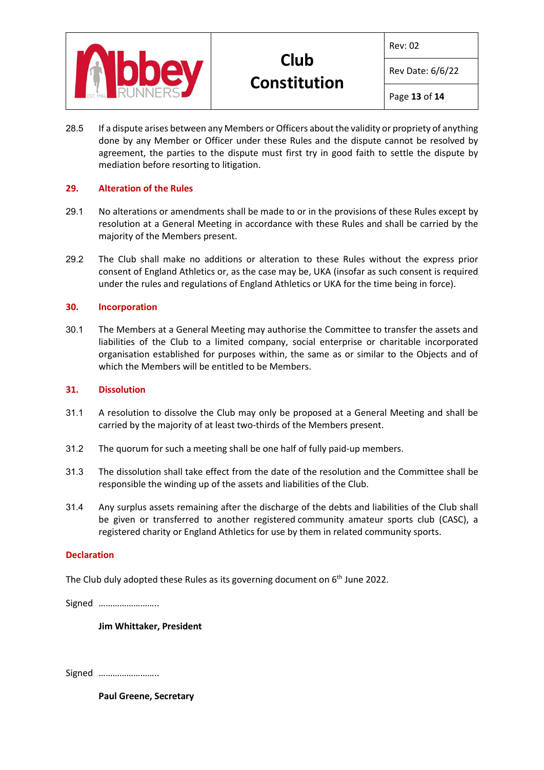28.5 If a dispute arises between any Members or Officers about the validity or propriety of anything done by any Member or Officer under these Rules and the dispute cannot be resolved by agreement, the parties to the dispute must first try in good faith to settle the dispute by mediation before resorting to litigation.

## 29. Alteration of the Rules

29.1 No alterations or amendments shall be made to or in the provisions of these Rules except by resolution at a General Meeting in accordance with these Rules and shall be carried by the majority of the Members present.

29.2 The Club shall make no additions or alteration to these Rules without the express prior consent of England Athletics or, as the case may be, UKA (insofar as such consent is required under the rules and regulations of England Athletics or UKA for the time being in force).

## 30. Incorporation

30.1 The Members at a General Meeting may authorise the Committee to transfer the assets and liabilities of the Club to a limited company, social enterprise or charitable incorporated organisation established for purposes within, the same as or similar to the Objects and of which the Members will be entitled to be Members.

## 31. Dissolution

31.1 A resolution to dissolve the Club may only be proposed at a General Meeting and shall be carried by the majority of at least two-thirds of the Members present.

31.2 The quorum for such a meeting shall be one half of fully paid-up members.

31.3 The dissolution shall take effect from the date of the resolution and the Committee shall be responsible the winding up of the assets and liabilities of the Club.

31.4 Any surplus assets remaining after the discharge of the debts and liabilities of the Club shall be given or transferred to another registered community amateur sports club (CASC), a registered charity or England Athletics for use by them in related community sports.

## Declaration

The Club duly adopted these Rules as its governing document on 6th June 2022.

Signed ……………………..

**Jim Whittaker, President**

Signed ……………………..

**Paul Greene, Secretary**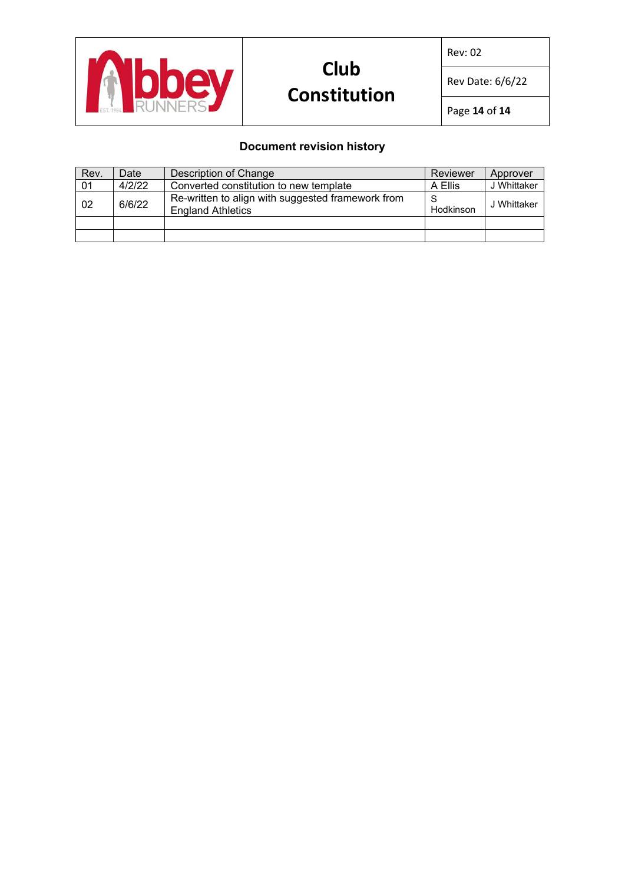## Document revision history

| Rev. | Date | Description of Change | Reviewer | Approver |
|---|---|---|---|---|
| 01 | 4/2/22 | Converted constitution to new template | A Ellis | J Whittaker |
| 02 | 6/6/22 | Re-written to align with suggested framework from England Athletics | S Hodkinson | J Whittaker |
| | | | | |
| | | | | |